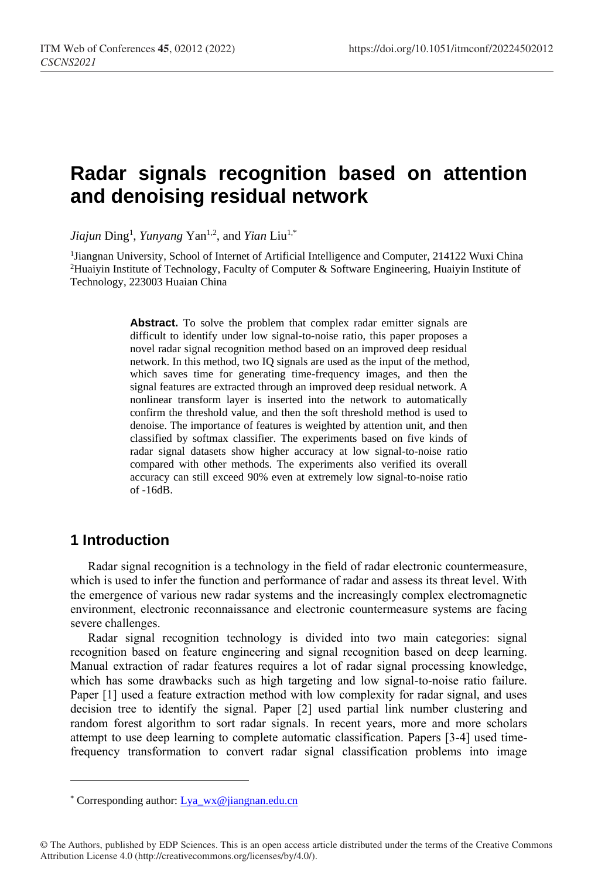# Radar signals recognition based on attention and denoising residual network

*Jiajun* Ding[1], *Yunyang* Yan[1,2], and *Yian* Liu[1,*]

[1]Jiangnan University, School of Internet of Artificial Intelligence and Computer, 214122 Wuxi China
[2]Huaiyin Institute of Technology, Faculty of Computer & Software Engineering, Huaiyin Institute of Technology, 223003 Huaian China

**Abstract.** To solve the problem that complex radar emitter signals are difficult to identify under low signal-to-noise ratio, this paper proposes a novel radar signal recognition method based on an improved deep residual network. In this method, two IQ signals are used as the input of the method, which saves time for generating time-frequency images, and then the signal features are extracted through an improved deep residual network. A nonlinear transform layer is inserted into the network to automatically confirm the threshold value, and then the soft threshold method is used to denoise. The importance of features is weighted by attention unit, and then classified by softmax classifier. The experiments based on five kinds of radar signal datasets show higher accuracy at low signal-to-noise ratio compared with other methods. The experiments also verified its overall accuracy can still exceed 90% even at extremely low signal-to-noise ratio of -16dB.

## 1 Introduction

Radar signal recognition is a technology in the field of radar electronic countermeasure, which is used to infer the function and performance of radar and assess its threat level. With the emergence of various new radar systems and the increasingly complex electromagnetic environment, electronic reconnaissance and electronic countermeasure systems are facing severe challenges.

Radar signal recognition technology is divided into two main categories: signal recognition based on feature engineering and signal recognition based on deep learning. Manual extraction of radar features requires a lot of radar signal processing knowledge, which has some drawbacks such as high targeting and low signal-to-noise ratio failure. Paper [1] used a feature extraction method with low complexity for radar signal, and uses decision tree to identify the signal. Paper [2] used partial link number clustering and random forest algorithm to sort radar signals. In recent years, more and more scholars attempt to use deep learning to complete automatic classification. Papers [3-4] used time-frequency transformation to convert radar signal classification problems into image

---

[*] Corresponding author: Lya_wx@jiangnan.edu.cn

© The Authors, published by EDP Sciences. This is an open access article distributed under the terms of the Creative Commons Attribution License 4.0 (http://creativecommons.org/licenses/by/4.0/).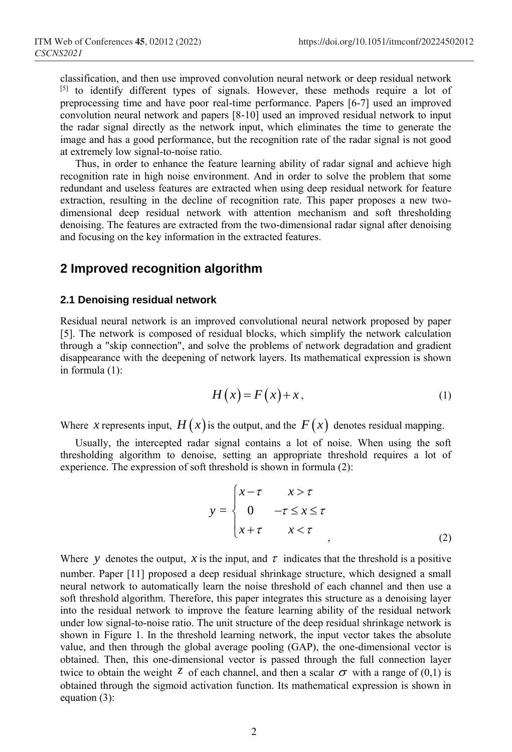classification, and then use improved convolution neural network or deep residual network [5] to identify different types of signals. However, these methods require a lot of preprocessing time and have poor real-time performance. Papers [6-7] used an improved convolution neural network and papers [8-10] used an improved residual network to input the radar signal directly as the network input, which eliminates the time to generate the image and has a good performance, but the recognition rate of the radar signal is not good at extremely low signal-to-noise ratio.

Thus, in order to enhance the feature learning ability of radar signal and achieve high recognition rate in high noise environment. And in order to solve the problem that some redundant and useless features are extracted when using deep residual network for feature extraction, resulting in the decline of recognition rate. This paper proposes a new two-dimensional deep residual network with attention mechanism and soft thresholding denoising. The features are extracted from the two-dimensional radar signal after denoising and focusing on the key information in the extracted features.

## 2 Improved recognition algorithm

### 2.1 Denoising residual network

Residual neural network is an improved convolutional neural network proposed by paper [5]. The network is composed of residual blocks, which simplify the network calculation through a "skip connection", and solve the problems of network degradation and gradient disappearance with the deepening of network layers. Its mathematical expression is shown in formula (1):

$$H(x) = F(x) + x, \tag{1}$$

Where $x$ represents input, $H(x)$ is the output, and the $F(x)$ denotes residual mapping.

Usually, the intercepted radar signal contains a lot of noise. When using the soft thresholding algorithm to denoise, setting an appropriate threshold requires a lot of experience. The expression of soft threshold is shown in formula (2):

$$y = \begin{cases} x - \tau & x > \tau \\ 0 & -\tau \le x \le \tau \\ x + \tau & x < \tau \end{cases}, \tag{2}$$

Where $y$ denotes the output, $x$ is the input, and $\tau$ indicates that the threshold is a positive number. Paper [11] proposed a deep residual shrinkage structure, which designed a small neural network to automatically learn the noise threshold of each channel and then use a soft threshold algorithm. Therefore, this paper integrates this structure as a denoising layer into the residual network to improve the feature learning ability of the residual network under low signal-to-noise ratio. The unit structure of the deep residual shrinkage network is shown in Figure 1. In the threshold learning network, the input vector takes the absolute value, and then through the global average pooling (GAP), the one-dimensional vector is obtained. Then, this one-dimensional vector is passed through the full connection layer twice to obtain the weight $z$ of each channel, and then a scalar $\sigma$ with a range of (0,1) is obtained through the sigmoid activation function. Its mathematical expression is shown in equation (3):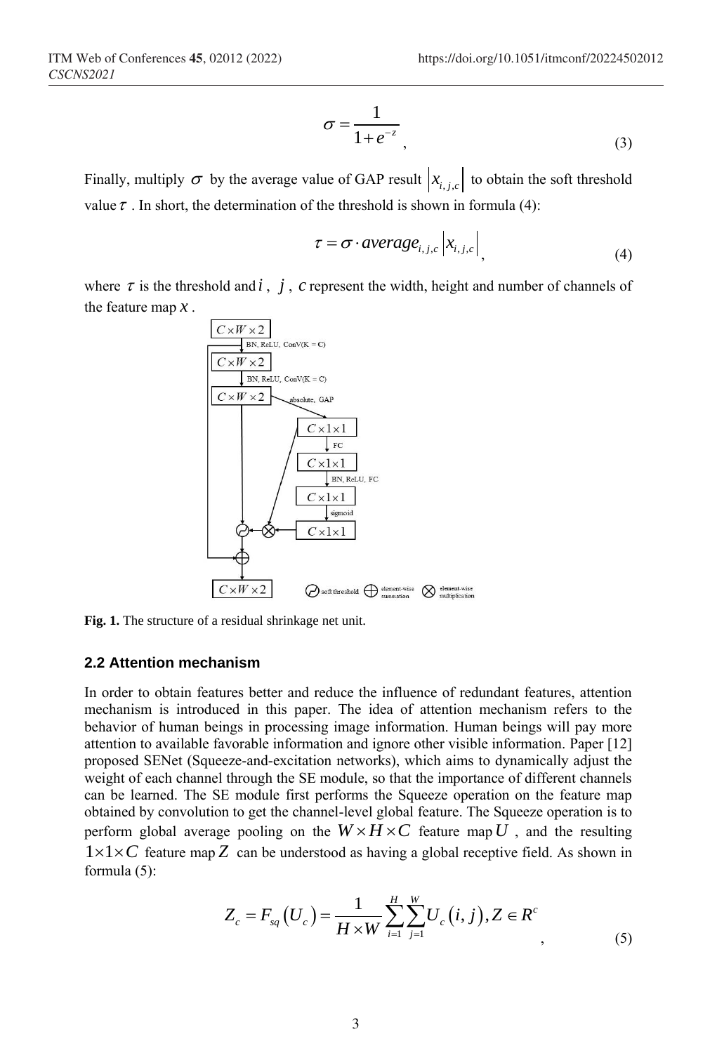$$\sigma = \frac{1}{1+e^{-z}} , \tag{3}$$

Finally, multiply $\sigma$ by the average value of GAP result $|x_{i,j,c}|$ to obtain the soft threshold value $\tau$ . In short, the determination of the threshold is shown in formula (4):

$$\tau = \sigma \cdot average_{i,j,c} |x_{i,j,c}| , \tag{4}$$

where $\tau$ is the threshold and $i$ , $j$ , $c$ represent the width, height and number of channels of the feature map $x$ .

**Fig. 1.** The structure of a residual shrinkage net unit.

### 2.2 Attention mechanism

In order to obtain features better and reduce the influence of redundant features, attention mechanism is introduced in this paper. The idea of attention mechanism refers to the behavior of human beings in processing image information. Human beings will pay more attention to available favorable information and ignore other visible information. Paper [12] proposed SENet (Squeeze-and-excitation networks), which aims to dynamically adjust the weight of each channel through the SE module, so that the importance of different channels can be learned. The SE module first performs the Squeeze operation on the feature map obtained by convolution to get the channel-level global feature. The Squeeze operation is to perform global average pooling on the $W \times H \times C$ feature map $U$ , and the resulting $1 \times 1 \times C$ feature map $Z$ can be understood as having a global receptive field. As shown in formula (5):

$$Z_c = F_{sq}(U_c) = \frac{1}{H \times W} \sum_{i=1}^{H} \sum_{j=1}^{W} U_c(i,j), Z \in R^c , \tag{5}$$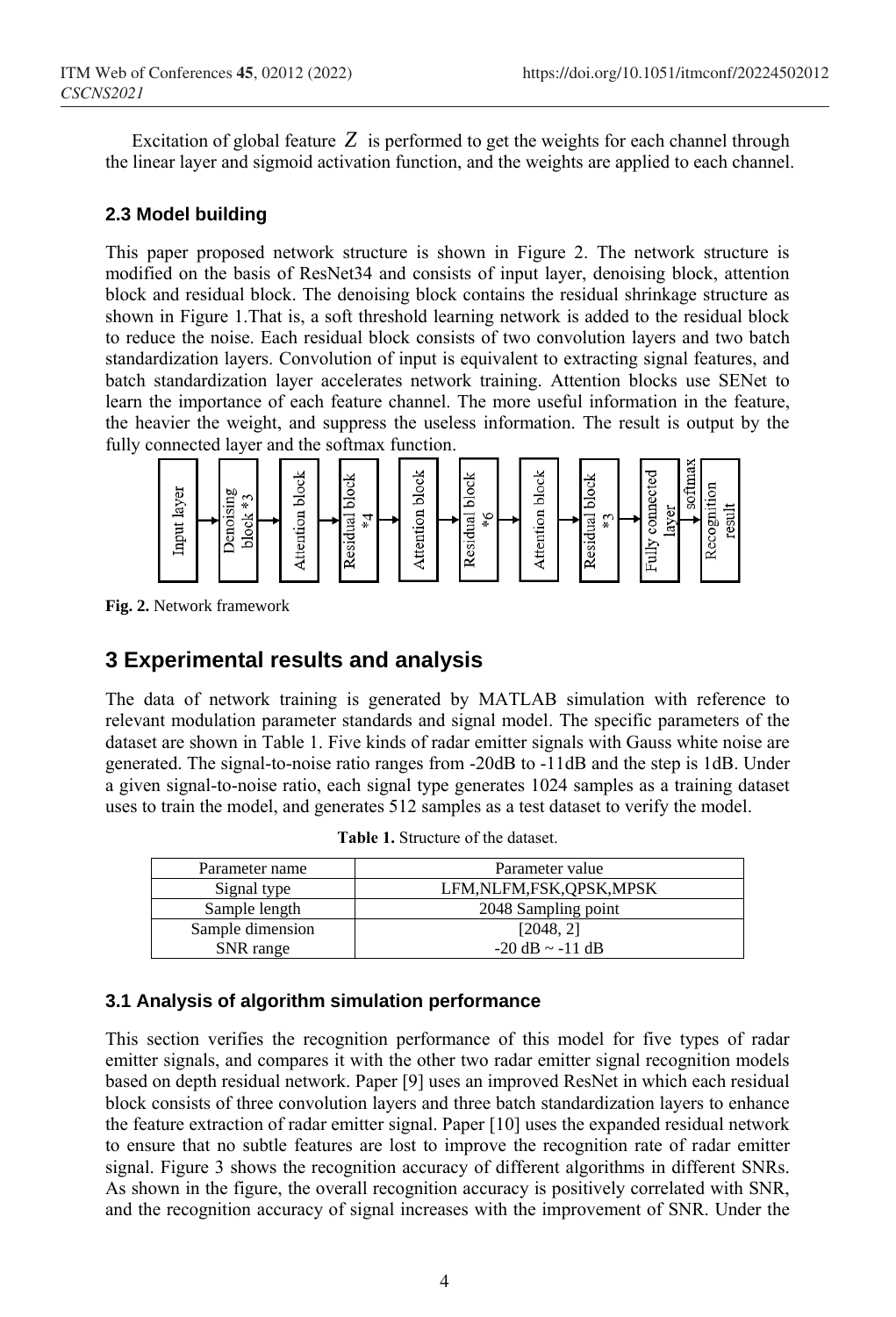Excitation of global feature $Z$ is performed to get the weights for each channel through the linear layer and sigmoid activation function, and the weights are applied to each channel.

### 2.3 Model building

This paper proposed network structure is shown in Figure 2. The network structure is modified on the basis of ResNet34 and consists of input layer, denoising block, attention block and residual block. The denoising block contains the residual shrinkage structure as shown in Figure 1.That is, a soft threshold learning network is added to the residual block to reduce the noise. Each residual block consists of two convolution layers and two batch standardization layers. Convolution of input is equivalent to extracting signal features, and batch standardization layer accelerates network training. Attention blocks use SENet to learn the importance of each feature channel. The more useful information in the feature, the heavier the weight, and suppress the useless information. The result is output by the fully connected layer and the softmax function.

Input layer → Denoising block *3 → Attention block → Residual block *4 → Attention block → Residual block *6 → Attention block → Residual block *3 → Fully connected layer → softmax → Recognition result

**Fig. 2.** Network framework

## 3 Experimental results and analysis

The data of network training is generated by MATLAB simulation with reference to relevant modulation parameter standards and signal model. The specific parameters of the dataset are shown in Table 1. Five kinds of radar emitter signals with Gauss white noise are generated. The signal-to-noise ratio ranges from -20dB to -11dB and the step is 1dB. Under a given signal-to-noise ratio, each signal type generates 1024 samples as a training dataset uses to train the model, and generates 512 samples as a test dataset to verify the model.

**Table 1.** Structure of the dataset.

| Parameter name | Parameter value |
|---|---|
| Signal type | LFM,NLFM,FSK,QPSK,MPSK |
| Sample length | 2048 Sampling point |
| Sample dimension | [2048, 2] |
| SNR range | -20 dB ~ -11 dB |

### 3.1 Analysis of algorithm simulation performance

This section verifies the recognition performance of this model for five types of radar emitter signals, and compares it with the other two radar emitter signal recognition models based on depth residual network. Paper [9] uses an improved ResNet in which each residual block consists of three convolution layers and three batch standardization layers to enhance the feature extraction of radar emitter signal. Paper [10] uses the expanded residual network to ensure that no subtle features are lost to improve the recognition rate of radar emitter signal. Figure 3 shows the recognition accuracy of different algorithms in different SNRs. As shown in the figure, the overall recognition accuracy is positively correlated with SNR, and the recognition accuracy of signal increases with the improvement of SNR. Under the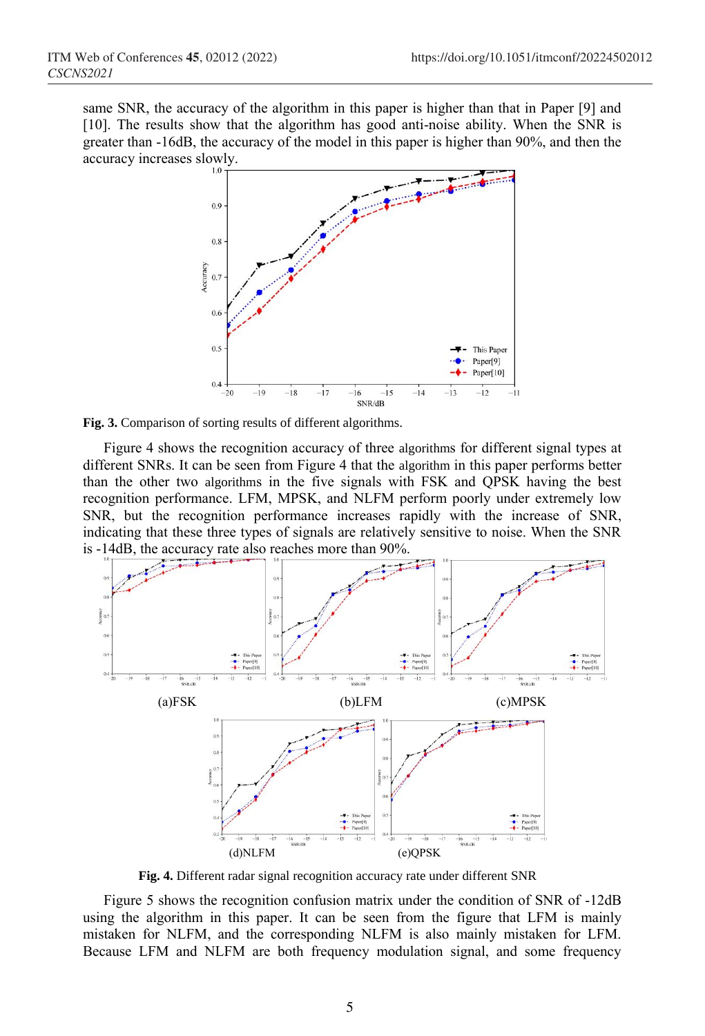same SNR, the accuracy of the algorithm in this paper is higher than that in Paper [9] and [10]. The results show that the algorithm has good anti-noise ability. When the SNR is greater than -16dB, the accuracy of the model in this paper is higher than 90%, and then the accuracy increases slowly.

**Fig. 3.** Comparison of sorting results of different algorithms.

Figure 4 shows the recognition accuracy of three algorithms for different signal types at different SNRs. It can be seen from Figure 4 that the algorithm in this paper performs better than the other two algorithms in the five signals with FSK and QPSK having the best recognition performance. LFM, MPSK, and NLFM perform poorly under extremely low SNR, but the recognition performance increases rapidly with the increase of SNR, indicating that these three types of signals are relatively sensitive to noise. When the SNR is -14dB, the accuracy rate also reaches more than 90%.

(a)FSK (b)LFM (c)MPSK

(d)NLFM (e)QPSK

**Fig. 4.** Different radar signal recognition accuracy rate under different SNR

Figure 5 shows the recognition confusion matrix under the condition of SNR of -12dB using the algorithm in this paper. It can be seen from the figure that LFM is mainly mistaken for NLFM, and the corresponding NLFM is also mainly mistaken for LFM. Because LFM and NLFM are both frequency modulation signal, and some frequency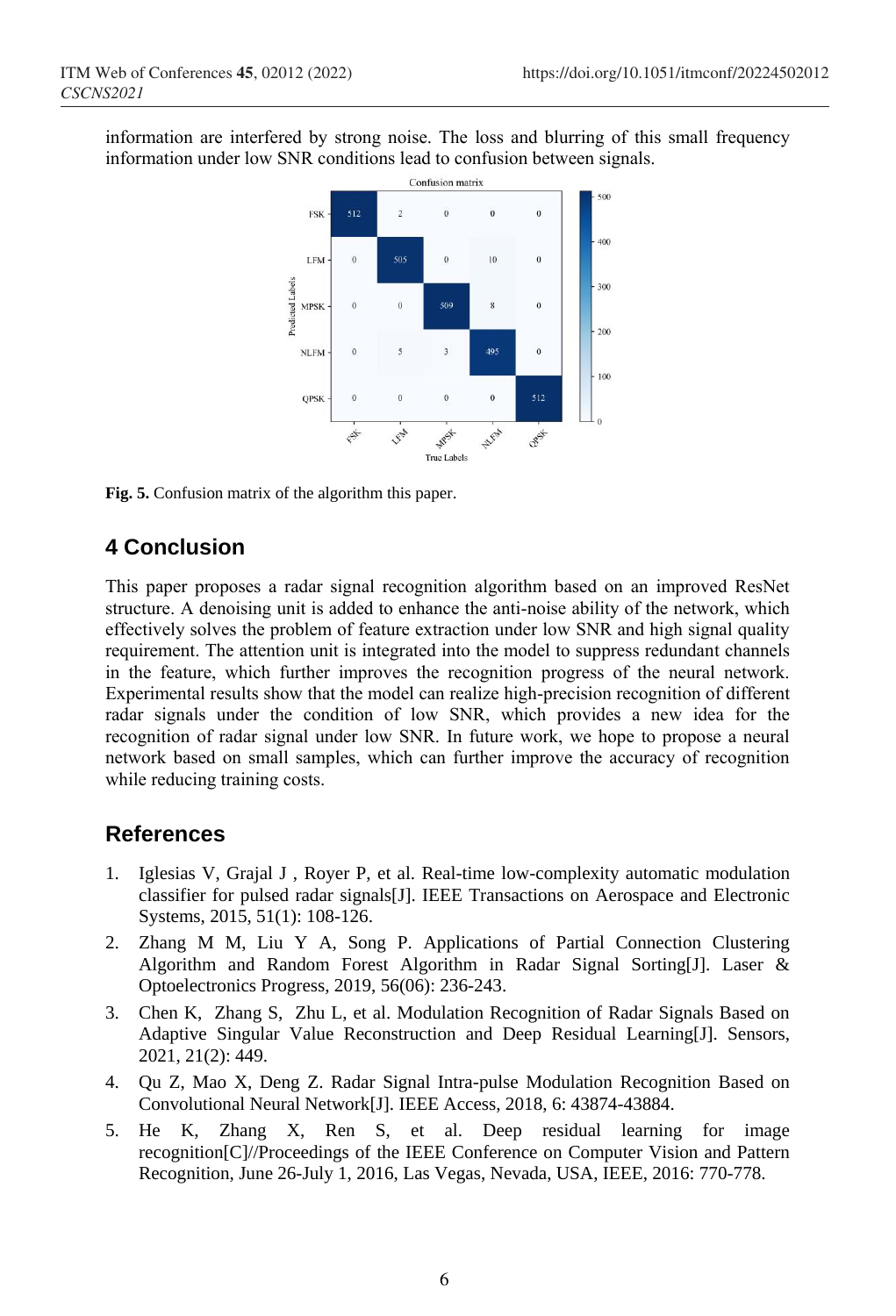information are interfered by strong noise. The loss and blurring of this small frequency information under low SNR conditions lead to confusion between signals.

Fig. 5. Confusion matrix of the algorithm this paper.

## 4 Conclusion

This paper proposes a radar signal recognition algorithm based on an improved ResNet structure. A denoising unit is added to enhance the anti-noise ability of the network, which effectively solves the problem of feature extraction under low SNR and high signal quality requirement. The attention unit is integrated into the model to suppress redundant channels in the feature, which further improves the recognition progress of the neural network. Experimental results show that the model can realize high-precision recognition of different radar signals under the condition of low SNR, which provides a new idea for the recognition of radar signal under low SNR. In future work, we hope to propose a neural network based on small samples, which can further improve the accuracy of recognition while reducing training costs.

## References

1. Iglesias V, Grajal J , Royer P, et al. Real-time low-complexity automatic modulation classifier for pulsed radar signals[J]. IEEE Transactions on Aerospace and Electronic Systems, 2015, 51(1): 108-126.
2. Zhang M M, Liu Y A, Song P. Applications of Partial Connection Clustering Algorithm and Random Forest Algorithm in Radar Signal Sorting[J]. Laser & Optoelectronics Progress, 2019, 56(06): 236-243.
3. Chen K, Zhang S, Zhu L, et al. Modulation Recognition of Radar Signals Based on Adaptive Singular Value Reconstruction and Deep Residual Learning[J]. Sensors, 2021, 21(2): 449.
4. Qu Z, Mao X, Deng Z. Radar Signal Intra-pulse Modulation Recognition Based on Convolutional Neural Network[J]. IEEE Access, 2018, 6: 43874-43884.
5. He K, Zhang X, Ren S, et al. Deep residual learning for image recognition[C]//Proceedings of the IEEE Conference on Computer Vision and Pattern Recognition, June 26-July 1, 2016, Las Vegas, Nevada, USA, IEEE, 2016: 770-778.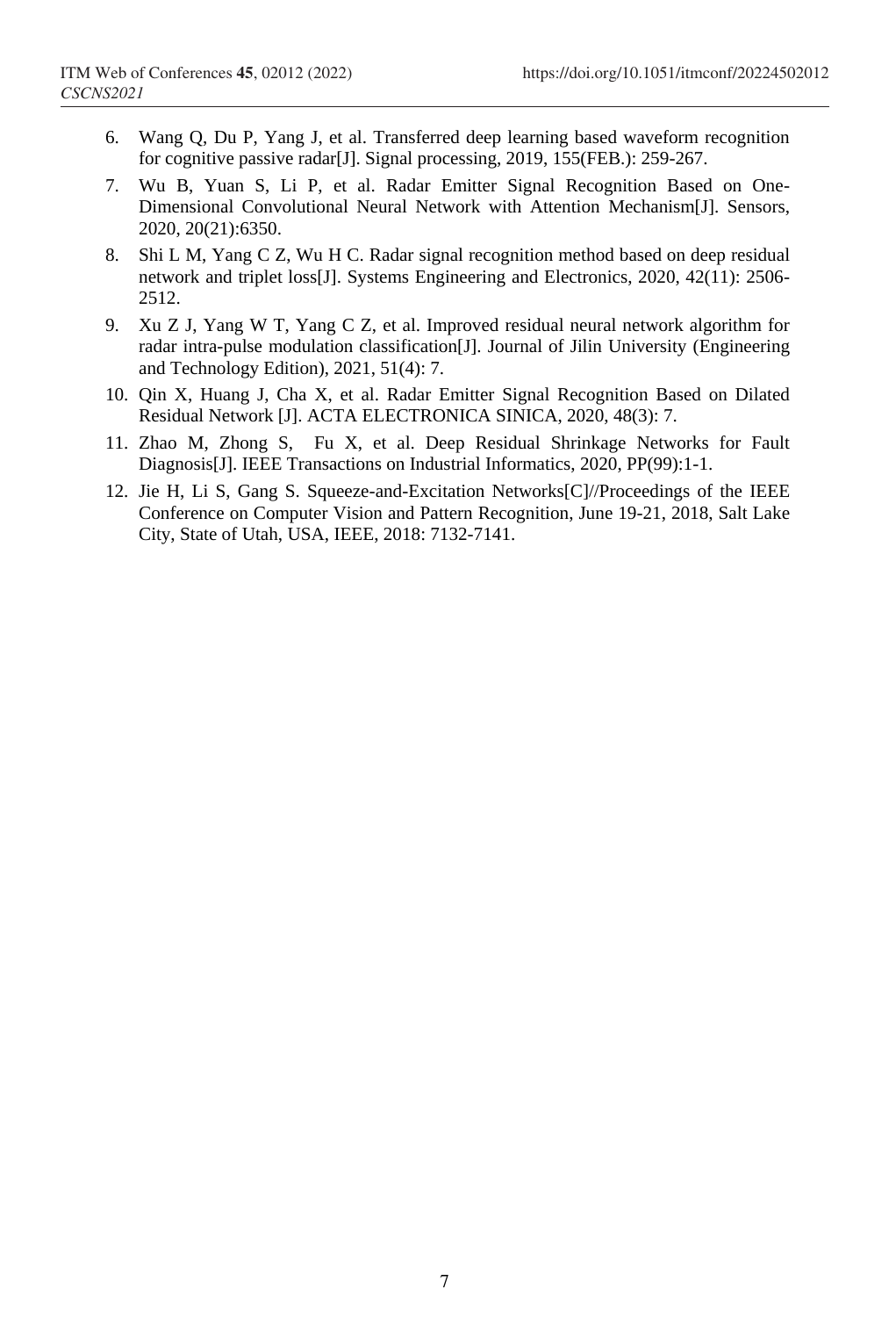6. Wang Q, Du P, Yang J, et al. Transferred deep learning based waveform recognition for cognitive passive radar[J]. Signal processing, 2019, 155(FEB.): 259-267.
7. Wu B, Yuan S, Li P, et al. Radar Emitter Signal Recognition Based on One-Dimensional Convolutional Neural Network with Attention Mechanism[J]. Sensors, 2020, 20(21):6350.
8. Shi L M, Yang C Z, Wu H C. Radar signal recognition method based on deep residual network and triplet loss[J]. Systems Engineering and Electronics, 2020, 42(11): 2506-2512.
9. Xu Z J, Yang W T, Yang C Z, et al. Improved residual neural network algorithm for radar intra-pulse modulation classification[J]. Journal of Jilin University (Engineering and Technology Edition), 2021, 51(4): 7.
10. Qin X, Huang J, Cha X, et al. Radar Emitter Signal Recognition Based on Dilated Residual Network [J]. ACTA ELECTRONICA SINICA, 2020, 48(3): 7.
11. Zhao M, Zhong S, Fu X, et al. Deep Residual Shrinkage Networks for Fault Diagnosis[J]. IEEE Transactions on Industrial Informatics, 2020, PP(99):1-1.
12. Jie H, Li S, Gang S. Squeeze-and-Excitation Networks[C]//Proceedings of the IEEE Conference on Computer Vision and Pattern Recognition, June 19-21, 2018, Salt Lake City, State of Utah, USA, IEEE, 2018: 7132-7141.